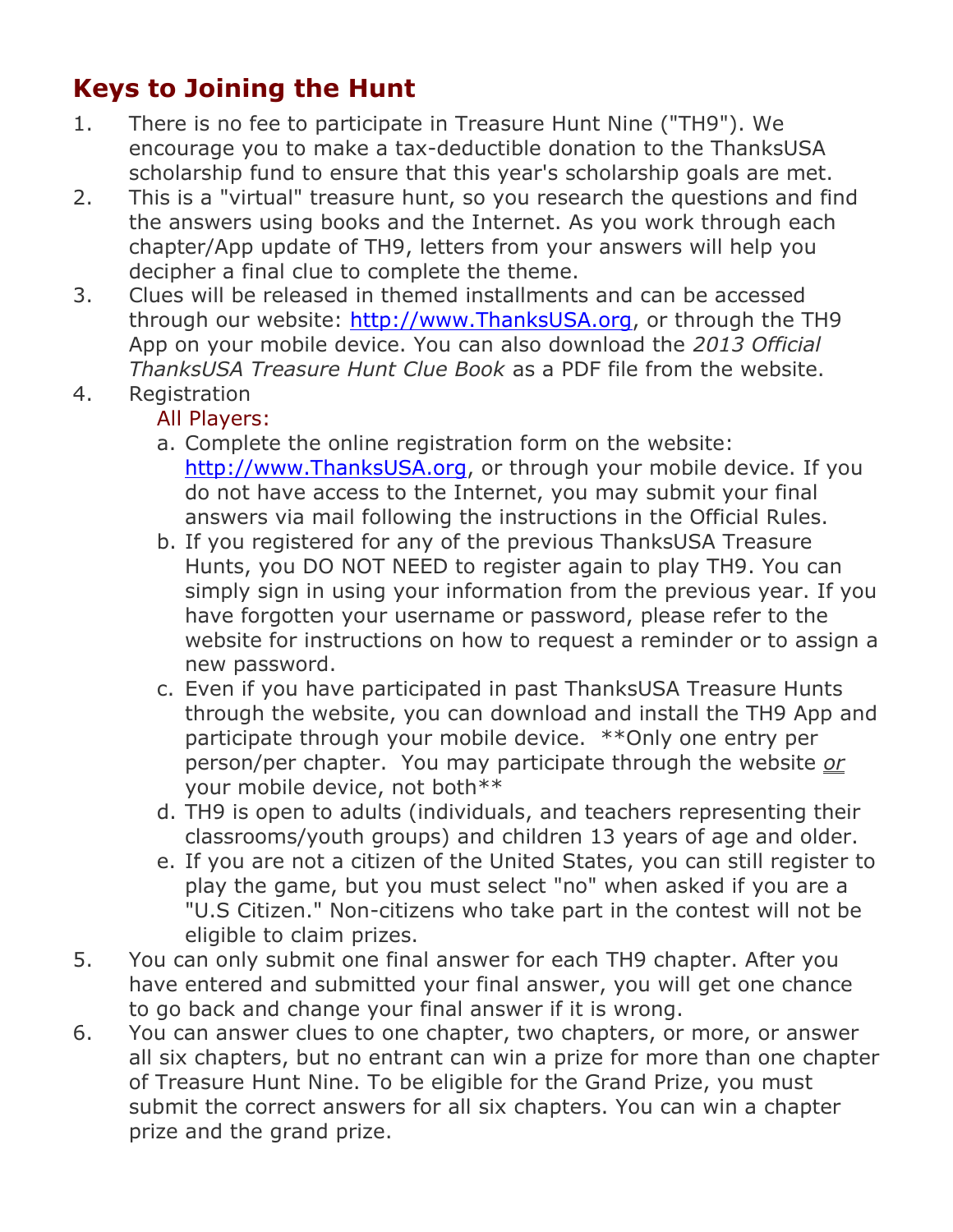## Keys to Joining the Hunt

1. There is no fee to participate in Treasure Hunt Nine ("TH9"). We encourage you to make a tax-deductible donation to the ThanksUSA scholarship fund to ensure that this year's scholarship goals are met.
2. This is a "virtual" treasure hunt, so you research the questions and find the answers using books and the Internet. As you work through each chapter/App update of TH9, letters from your answers will help you decipher a final clue to complete the theme.
3. Clues will be released in themed installments and can be accessed through our website: http://www.ThanksUSA.org, or through the TH9 App on your mobile device. You can also download the *2013 Official ThanksUSA Treasure Hunt Clue Book* as a PDF file from the website.
4. Registration

   All Players:

   a. Complete the online registration form on the website: http://www.ThanksUSA.org, or through your mobile device. If you do not have access to the Internet, you may submit your final answers via mail following the instructions in the Official Rules.
   
   b. If you registered for any of the previous ThanksUSA Treasure Hunts, you DO NOT NEED to register again to play TH9. You can simply sign in using your information from the previous year. If you have forgotten your username or password, please refer to the website for instructions on how to request a reminder or to assign a new password.
   
   c. Even if you have participated in past ThanksUSA Treasure Hunts through the website, you can download and install the TH9 App and participate through your mobile device. **Only one entry per person/per chapter. You may participate through the website *or* your mobile device, not both**
   
   d. TH9 is open to adults (individuals, and teachers representing their classrooms/youth groups) and children 13 years of age and older.
   
   e. If you are not a citizen of the United States, you can still register to play the game, but you must select "no" when asked if you are a "U.S Citizen." Non-citizens who take part in the contest will not be eligible to claim prizes.
5. You can only submit one final answer for each TH9 chapter. After you have entered and submitted your final answer, you will get one chance to go back and change your final answer if it is wrong.
6. You can answer clues to one chapter, two chapters, or more, or answer all six chapters, but no entrant can win a prize for more than one chapter of Treasure Hunt Nine. To be eligible for the Grand Prize, you must submit the correct answers for all six chapters. You can win a chapter prize and the grand prize.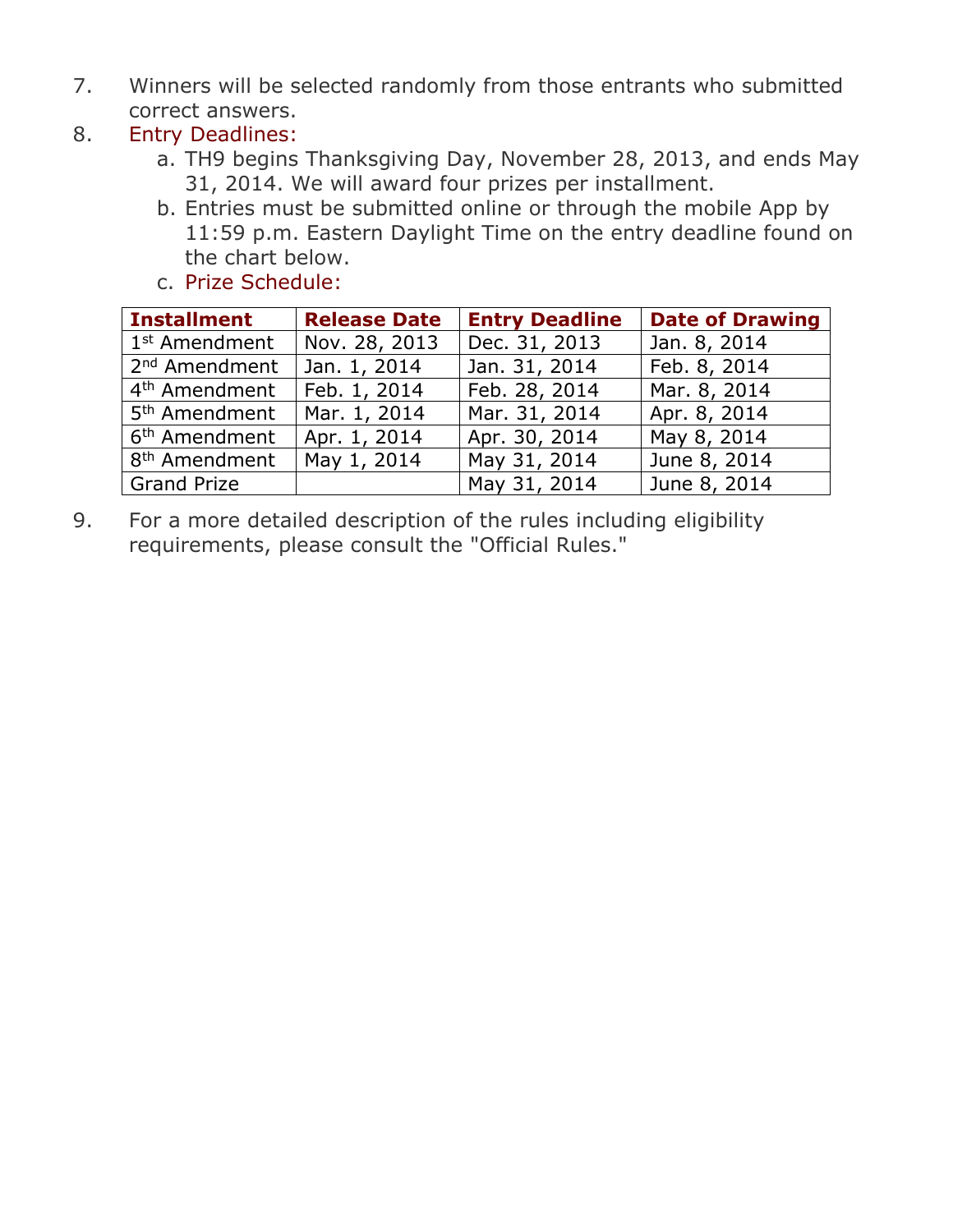7. Winners will be selected randomly from those entrants who submitted correct answers.
8. Entry Deadlines:
   a. TH9 begins Thanksgiving Day, November 28, 2013, and ends May 31, 2014. We will award four prizes per installment.
   b. Entries must be submitted online or through the mobile App by 11:59 p.m. Eastern Daylight Time on the entry deadline found on the chart below.
   c. Prize Schedule:

| **Installment** | **Release Date** | **Entry Deadline** | **Date of Drawing** |
|---|---|---|---|
| 1st Amendment | Nov. 28, 2013 | Dec. 31, 2013 | Jan. 8, 2014 |
| 2nd Amendment | Jan. 1, 2014 | Jan. 31, 2014 | Feb. 8, 2014 |
| 4th Amendment | Feb. 1, 2014 | Feb. 28, 2014 | Mar. 8, 2014 |
| 5th Amendment | Mar. 1, 2014 | Mar. 31, 2014 | Apr. 8, 2014 |
| 6th Amendment | Apr. 1, 2014 | Apr. 30, 2014 | May 8, 2014 |
| 8th Amendment | May 1, 2014 | May 31, 2014 | June 8, 2014 |
| Grand Prize | | May 31, 2014 | June 8, 2014 |

9. For a more detailed description of the rules including eligibility requirements, please consult the "Official Rules."